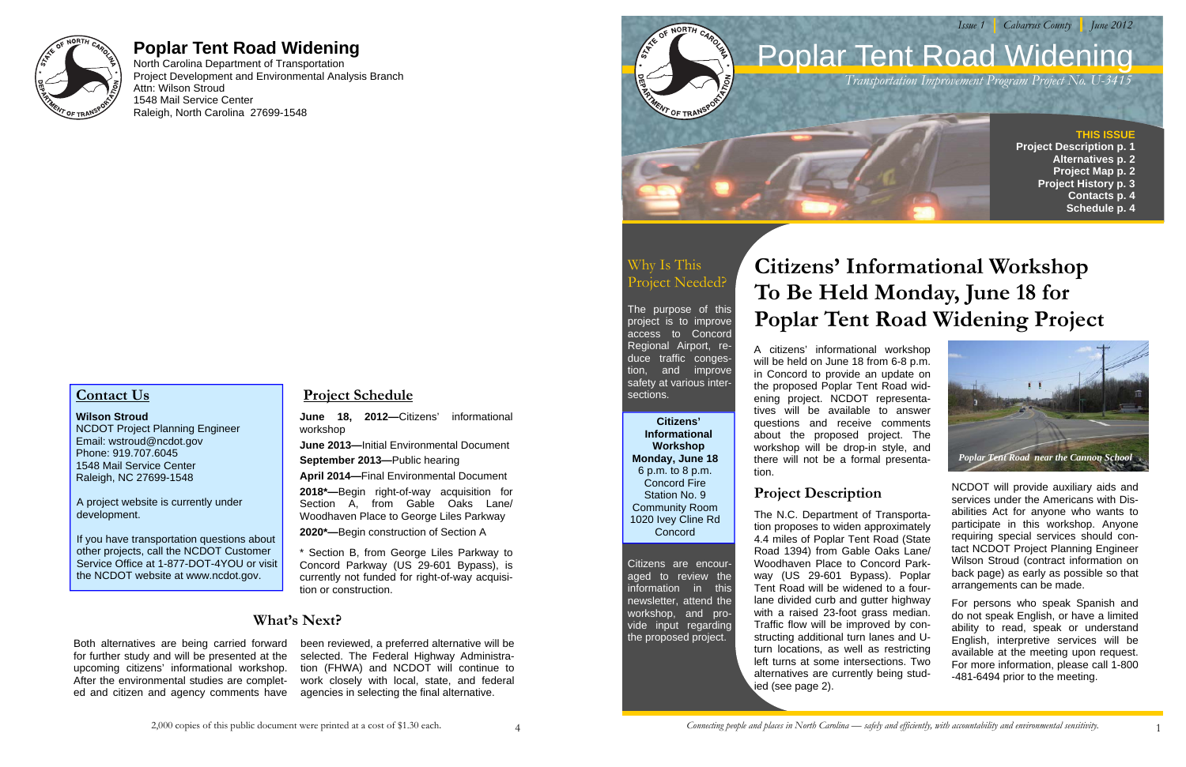# Poplar Tent Road Widening

North Carolina Department of Transportation
Project Development and Environmental Analysis Branch
Attn: Wilson Stroud
1548 Mail Service Center
Raleigh, North Carolina 27699-1548

## Contact Us

**Wilson Stroud**
NCDOT Project Planning Engineer
Email: wstroud@ncdot.gov
Phone: 919.707.6045
1548 Mail Service Center
Raleigh, NC 27699-1548

A project website is currently under development.

If you have transportation questions about other projects, call the NCDOT Customer Service Office at 1-877-DOT-4YOU or visit the NCDOT website at www.ncdot.gov.

## Project Schedule

**June 18, 2012—**Citizens' informational workshop

**June 2013—**Initial Environmental Document

**September 2013—**Public hearing

**April 2014—**Final Environmental Document

**2018\*—**Begin right-of-way acquisition for Section A, from Gable Oaks Lane/ Woodhaven Place to George Liles Parkway

**2020\*—**Begin construction of Section A

\* Section B, from George Liles Parkway to Concord Parkway (US 29-601 Bypass), is currently not funded for right-of-way acquisition or construction.

## What's Next?

Both alternatives are being carried forward for further study and will be presented at the upcoming citizens' informational workshop. After the environmental studies are completed and citizen and agency comments have been reviewed, a preferred alternative will be selected. The Federal Highway Administration (FHWA) and NCDOT will continue to work closely with local, state, and federal agencies in selecting the final alternative.

2,000 copies of this public document were printed at a cost of $1.30 each.

*Issue 1 | Cabarrus County | June 2012*

# Poplar Tent Road Widening

*Transportation Improvement Program Project No. U-3415*

**THIS ISSUE**
**Project Description p. 1**
**Alternatives p. 2**
**Project Map p. 2**
**Project History p. 3**
**Contacts p. 4**
**Schedule p. 4**

## Why Is This Project Needed?

The purpose of this project is to improve access to Concord Regional Airport, reduce traffic congestion, and improve safety at various intersections.

**Citizens' Informational Workshop**
**Monday, June 18**
6 p.m. to 8 p.m.
Concord Fire Station No. 9 Community Room
1020 Ivey Cline Rd
Concord

Citizens are encouraged to review the information in this newsletter, attend the workshop, and provide input regarding the proposed project.

# Citizens' Informational Workshop To Be Held Monday, June 18 for Poplar Tent Road Widening Project

A citizens' informational workshop will be held on June 18 from 6-8 p.m. in Concord to provide an update on the proposed Poplar Tent Road widening project. NCDOT representatives will be available to answer questions and receive comments about the proposed project. The workshop will be drop-in style, and there will not be a formal presentation.

*Poplar Tent Road near the Cannon School*

NCDOT will provide auxiliary aids and services under the Americans with Disabilities Act for anyone who wants to participate in this workshop. Anyone requiring special services should contact NCDOT Project Planning Engineer Wilson Stroud (contract information on back page) as early as possible so that arrangements can be made.

For persons who speak Spanish and do not speak English, or have a limited ability to read, speak or understand English, interpretive services will be available at the meeting upon request. For more information, please call 1-800-481-6494 prior to the meeting.

## Project Description

The N.C. Department of Transportation proposes to widen approximately 4.4 miles of Poplar Tent Road (State Road 1394) from Gable Oaks Lane/ Woodhaven Place to Concord Parkway (US 29-601 Bypass). Poplar Tent Road will be widened to a four-lane divided curb and gutter highway with a raised 23-foot grass median. Traffic flow will be improved by constructing additional turn lanes and U-turn locations, as well as restricting left turns at some intersections. Two alternatives are currently being studied (see page 2).

*Connecting people and places in North Carolina — safely and efficiently, with accountability and environmental sensitivity.*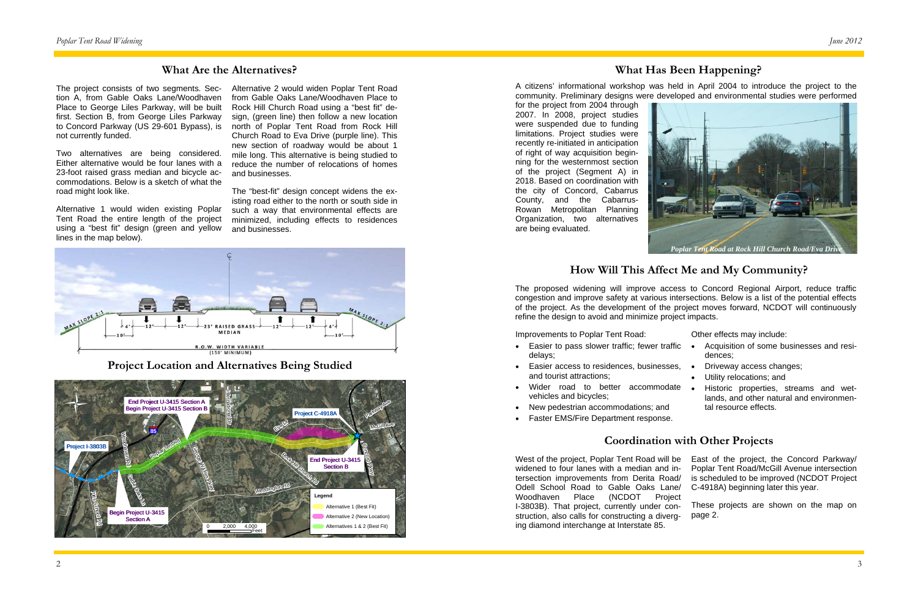## What Are the Alternatives?

The project consists of two segments. Section A, from Gable Oaks Lane/Woodhaven Place to George Liles Parkway, will be built first. Section B, from George Liles Parkway to Concord Parkway (US 29-601 Bypass), is not currently funded.

Two alternatives are being considered. Either alternative would be four lanes with a 23-foot raised grass median and bicycle accommodations. Below is a sketch of what the road might look like.

Alternative 1 would widen existing Poplar Tent Road the entire length of the project using a "best fit" design (green and yellow lines in the map below).

Alternative 2 would widen Poplar Tent Road from Gable Oaks Lane/Woodhaven Place to Rock Hill Church Road using a "best fit" design, (green line) then follow a new location north of Poplar Tent Road from Rock Hill Church Road to Eva Drive (purple line). This new section of roadway would be about 1 mile long. This alternative is being studied to reduce the number of relocations of homes and businesses.

The "best-fit" design concept widens the existing road either to the north or south side in such a way that environmental effects are minimized, including effects to residences and businesses.

MAX SLOPE 2:1
4' 12' 12' 23' RAISED GRASS MEDIAN 12' 12' 4'
10' 10'
R.O.W. WIDTH VARIABLE (150' MINIMUM)

## Project Location and Alternatives Being Studied

End Project U-3415 Section A
Begin Project U-3415 Section B
Project C-4918A
Project I-3803B
End Project U-3415 Section B
Begin Project U-3415 Section A

Legend
Alternative 1 (Best Fit)
Alternative 2 (New Location)
Alternatives 1 & 2 (Best Fit)

0 2,000 4,000 Feet

## What Has Been Happening?

A citizens' informational workshop was held in April 2004 to introduce the project to the community. Preliminary designs were developed and environmental studies were performed for the project from 2004 through 2007. In 2008, project studies were suspended due to funding limitations. Project studies were recently re-initiated in anticipation of right of way acquisition beginning for the westernmost section of the project (Segment A) in 2018. Based on coordination with the city of Concord, Cabarrus County, and the Cabarrus-Rowan Metropolitan Planning Organization, two alternatives are being evaluated.

*Poplar Tent Road at Rock Hill Church Road/Eva Drive*

## How Will This Affect Me and My Community?

The proposed widening will improve access to Concord Regional Airport, reduce traffic congestion and improve safety at various intersections. Below is a list of the potential effects of the project. As the development of the project moves forward, NCDOT will continuously refine the design to avoid and minimize project impacts.

Improvements to Poplar Tent Road:

- Easier to pass slower traffic; fewer traffic delays;
- Easier access to residences, businesses, and tourist attractions;
- Wider road to better accommodate vehicles and bicycles;
- New pedestrian accommodations; and
- Faster EMS/Fire Department response.

Other effects may include:

- Acquisition of some businesses and residences;
- Driveway access changes;
- Utility relocations; and
- Historic properties, streams and wetlands, and other natural and environmental resource effects.

## Coordination with Other Projects

West of the project, Poplar Tent Road will be widened to four lanes with a median and intersection improvements from Derita Road/Odell School Road to Gable Oaks Lane/Woodhaven Place (NCDOT Project I-3803B). That project, currently under construction, also calls for constructing a diverging diamond interchange at Interstate 85.

East of the project, the Concord Parkway/Poplar Tent Road/McGill Avenue intersection is scheduled to be improved (NCDOT Project C-4918A) beginning later this year.

These projects are shown on the map on page 2.